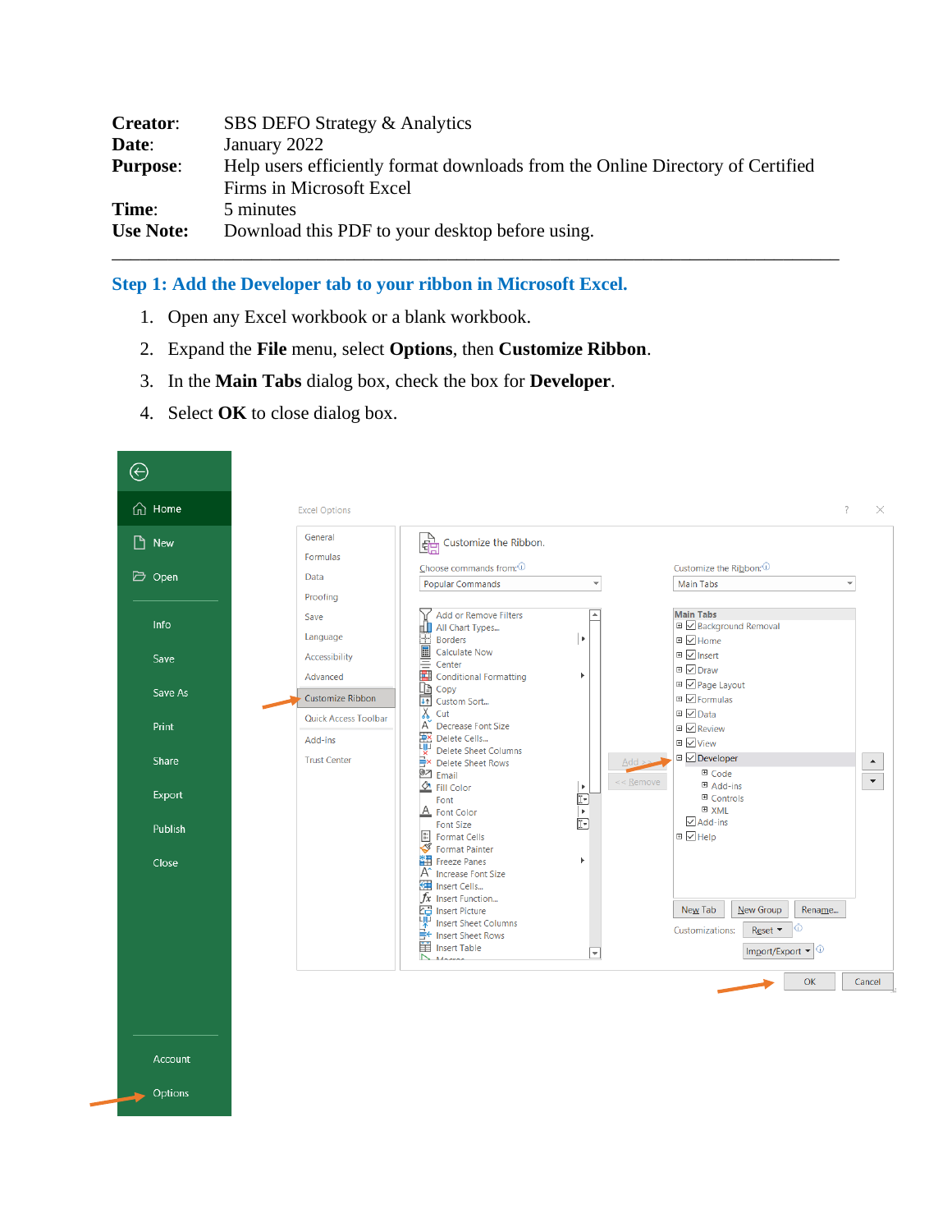**Creator**: SBS DEFO Strategy & Analytics
**Date**: January 2022
**Purpose**: Help users efficiently format downloads from the Online Directory of Certified Firms in Microsoft Excel
**Time**: 5 minutes
**Use Note:** Download this PDF to your desktop before using.

---

## Step 1: Add the Developer tab to your ribbon in Microsoft Excel.

1. Open any Excel workbook or a blank workbook.
2. Expand the **File** menu, select **Options**, then **Customize Ribbon**.
3. In the **Main Tabs** dialog box, check the box for **Developer**.
4. Select **OK** to close dialog box.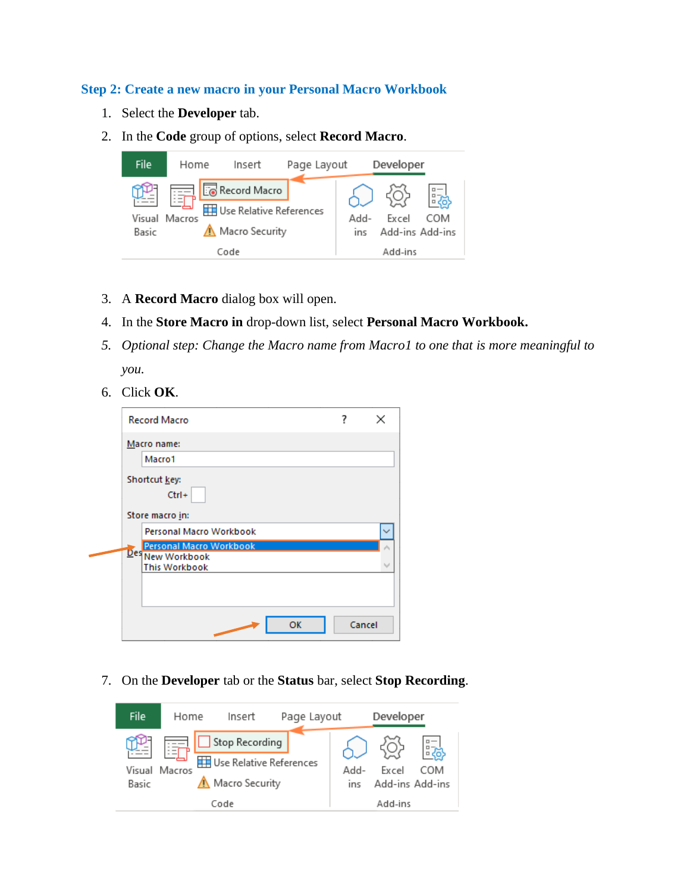### Step 2: Create a new macro in your Personal Macro Workbook

1. Select the **Developer** tab.
2. In the **Code** group of options, select **Record Macro**.
3. A **Record Macro** dialog box will open.
4. In the **Store Macro in** drop-down list, select **Personal Macro Workbook.**
5. *Optional step: Change the Macro name from Macro1 to one that is more meaningful to you.*
6. Click **OK**.
7. On the **Developer** tab or the **Status** bar, select **Stop Recording**.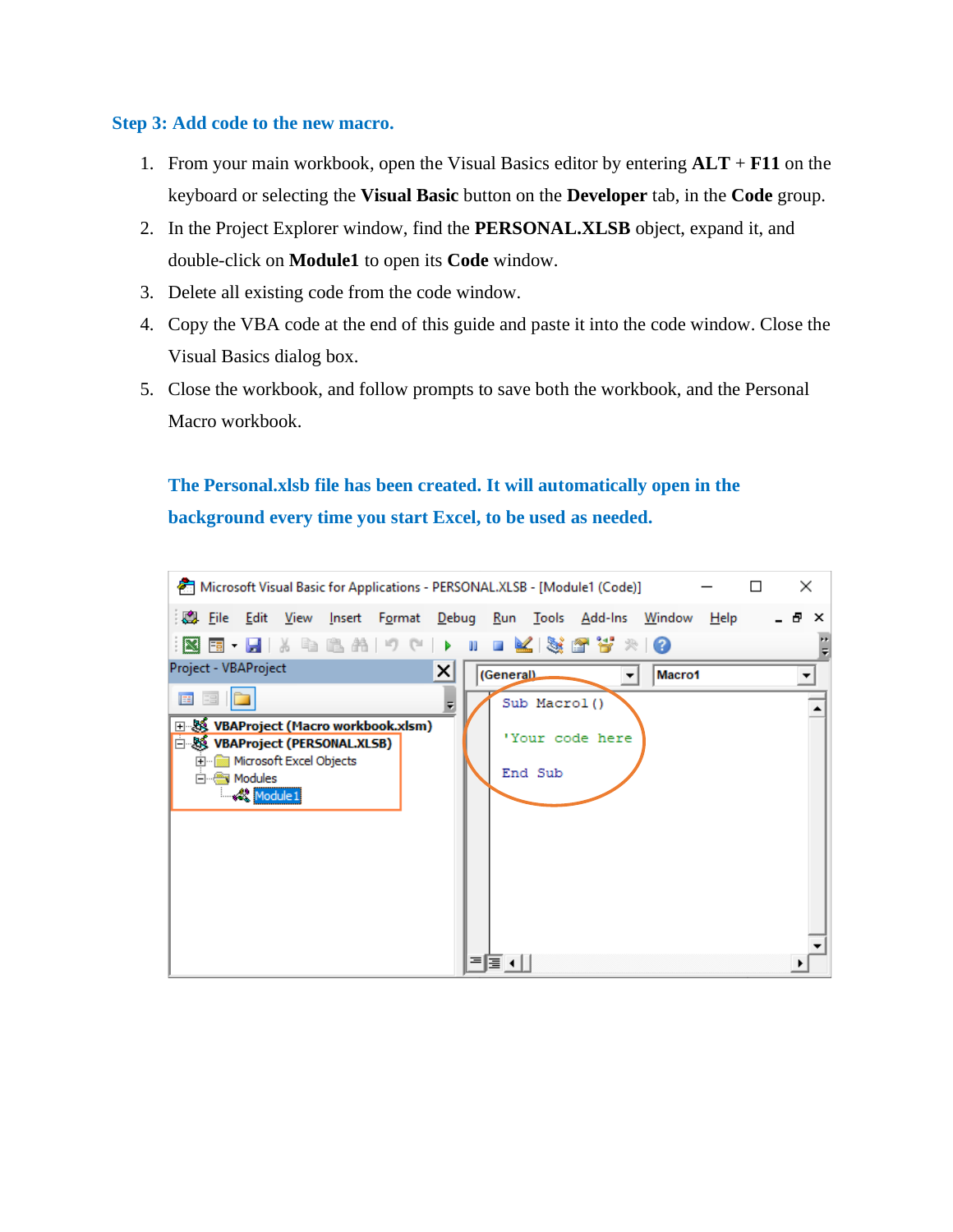### Step 3: Add code to the new macro.

1. From your main workbook, open the Visual Basics editor by entering **ALT** + **F11** on the keyboard or selecting the **Visual Basic** button on the **Developer** tab, in the **Code** group.
2. In the Project Explorer window, find the **PERSONAL.XLSB** object, expand it, and double-click on **Module1** to open its **Code** window.
3. Delete all existing code from the code window.
4. Copy the VBA code at the end of this guide and paste it into the code window. Close the Visual Basics dialog box.
5. Close the workbook, and follow prompts to save both the workbook, and the Personal Macro workbook.

**The Personal.xlsb file has been created. It will automatically open in the background every time you start Excel, to be used as needed.**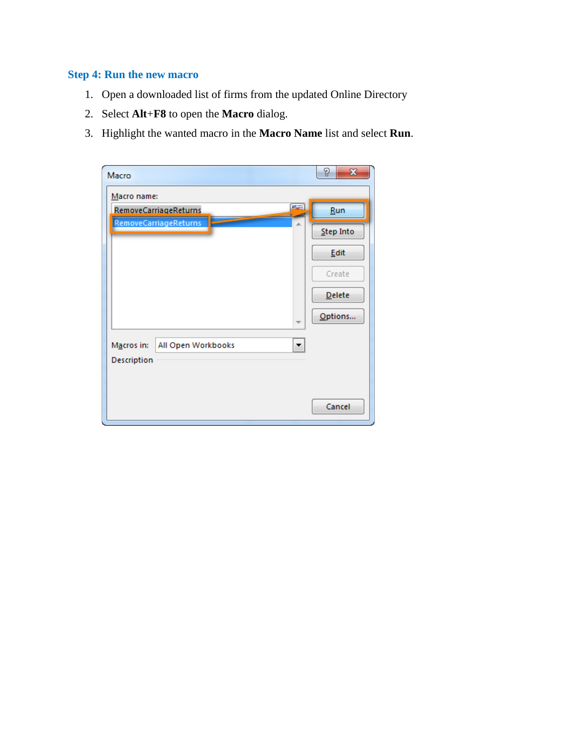### Step 4: Run the new macro

1. Open a downloaded list of firms from the updated Online Directory
2. Select **Alt**+**F8** to open the **Macro** dialog.
3. Highlight the wanted macro in the **Macro Name** list and select **Run**.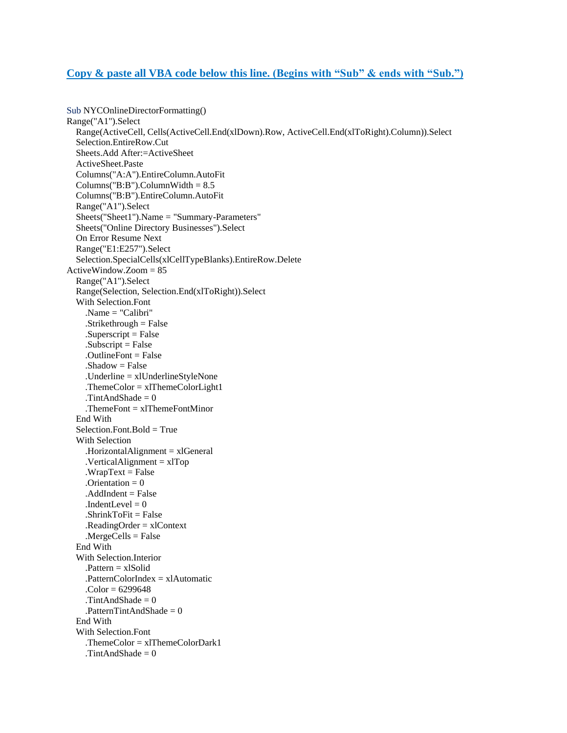**Copy & paste all VBA code below this line. (Begins with "Sub" & ends with "Sub.")**

```
Sub NYCOnlineDirectorFormatting()
Range("A1").Select
    Range(ActiveCell, Cells(ActiveCell.End(xlDown).Row, ActiveCell.End(xlToRight).Column)).Select
    Selection.EntireRow.Cut
    Sheets.Add After:=ActiveSheet
    ActiveSheet.Paste
    Columns("A:A").EntireColumn.AutoFit
    Columns("B:B").ColumnWidth = 8.5
    Columns("B:B").EntireColumn.AutoFit
    Range("A1").Select
    Sheets("Sheet1").Name = "Summary-Parameters"
    Sheets("Online Directory Businesses").Select
    On Error Resume Next
    Range("E1:E257").Select
    Selection.SpecialCells(xlCellTypeBlanks).EntireRow.Delete
ActiveWindow.Zoom = 85
    Range("A1").Select
    Range(Selection, Selection.End(xlToRight)).Select
    With Selection.Font
        .Name = "Calibri"
        .Strikethrough = False
        .Superscript = False
        .Subscript = False
        .OutlineFont = False
        .Shadow = False
        .Underline = xlUnderlineStyleNone
        .ThemeColor = xlThemeColorLight1
        .TintAndShade = 0
        .ThemeFont = xlThemeFontMinor
    End With
    Selection.Font.Bold = True
    With Selection
        .HorizontalAlignment = xlGeneral
        .VerticalAlignment = xlTop
        .WrapText = False
        .Orientation = 0
        .AddIndent = False
        .IndentLevel = 0
        .ShrinkToFit = False
        .ReadingOrder = xlContext
        .MergeCells = False
    End With
    With Selection.Interior
        .Pattern = xlSolid
        .PatternColorIndex = xlAutomatic
        .Color = 6299648
        .TintAndShade = 0
        .PatternTintAndShade = 0
    End With
    With Selection.Font
        .ThemeColor = xlThemeColorDark1
        .TintAndShade = 0
```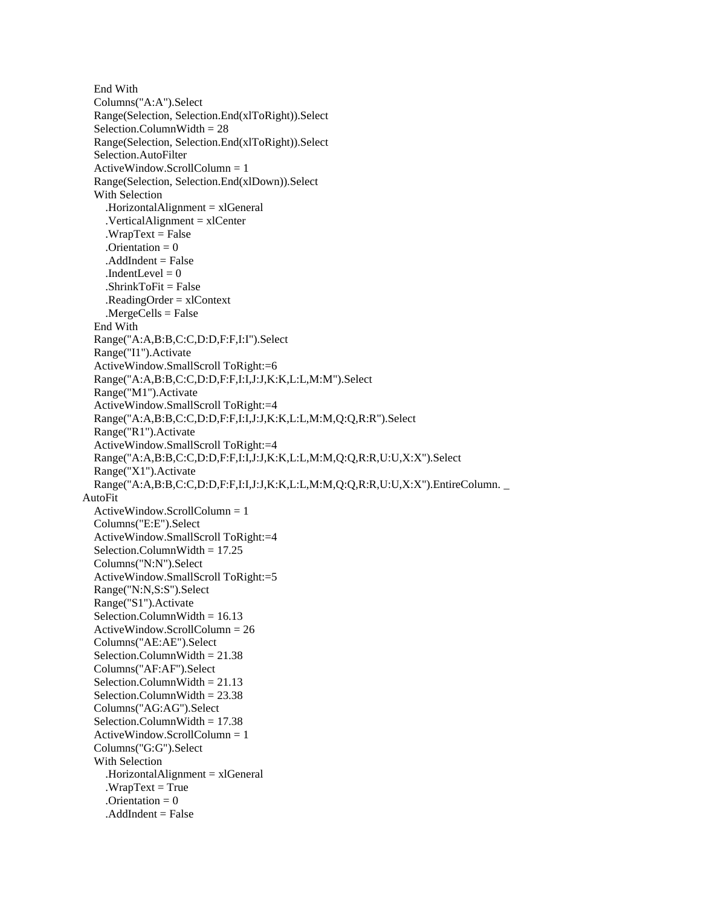```
    End With
    Columns("A:A").Select
    Range(Selection, Selection.End(xlToRight)).Select
    Selection.ColumnWidth = 28
    Range(Selection, Selection.End(xlToRight)).Select
    Selection.AutoFilter
    ActiveWindow.ScrollColumn = 1
    Range(Selection, Selection.End(xlDown)).Select
    With Selection
        .HorizontalAlignment = xlGeneral
        .VerticalAlignment = xlCenter
        .WrapText = False
        .Orientation = 0
        .AddIndent = False
        .IndentLevel = 0
        .ShrinkToFit = False
        .ReadingOrder = xlContext
        .MergeCells = False
    End With
    Range("A:A,B:B,C:C,D:D,F:F,I:I").Select
    Range("I1").Activate
    ActiveWindow.SmallScroll ToRight:=6
    Range("A:A,B:B,C:C,D:D,F:F,I:I,J:J,K:K,L:L,M:M").Select
    Range("M1").Activate
    ActiveWindow.SmallScroll ToRight:=4
    Range("A:A,B:B,C:C,D:D,F:F,I:I,J:J,K:K,L:L,M:M,Q:Q,R:R").Select
    Range("R1").Activate
    ActiveWindow.SmallScroll ToRight:=4
    Range("A:A,B:B,C:C,D:D,F:F,I:I,J:J,K:K,L:L,M:M,Q:Q,R:R,U:U,X:X").Select
    Range("X1").Activate
    Range("A:A,B:B,C:C,D:D,F:F,I:I,J:J,K:K,L:L,M:M,Q:Q,R:R,U:U,X:X").EntireColumn. _
  AutoFit
    ActiveWindow.ScrollColumn = 1
    Columns("E:E").Select
    ActiveWindow.SmallScroll ToRight:=4
    Selection.ColumnWidth = 17.25
    Columns("N:N").Select
    ActiveWindow.SmallScroll ToRight:=5
    Range("N:N,S:S").Select
    Range("S1").Activate
    Selection.ColumnWidth = 16.13
    ActiveWindow.ScrollColumn = 26
    Columns("AE:AE").Select
    Selection.ColumnWidth = 21.38
    Columns("AF:AF").Select
    Selection.ColumnWidth = 21.13
    Selection.ColumnWidth = 23.38
    Columns("AG:AG").Select
    Selection.ColumnWidth = 17.38
    ActiveWindow.ScrollColumn = 1
    Columns("G:G").Select
    With Selection
        .HorizontalAlignment = xlGeneral
        .WrapText = True
        .Orientation = 0
        .AddIndent = False
```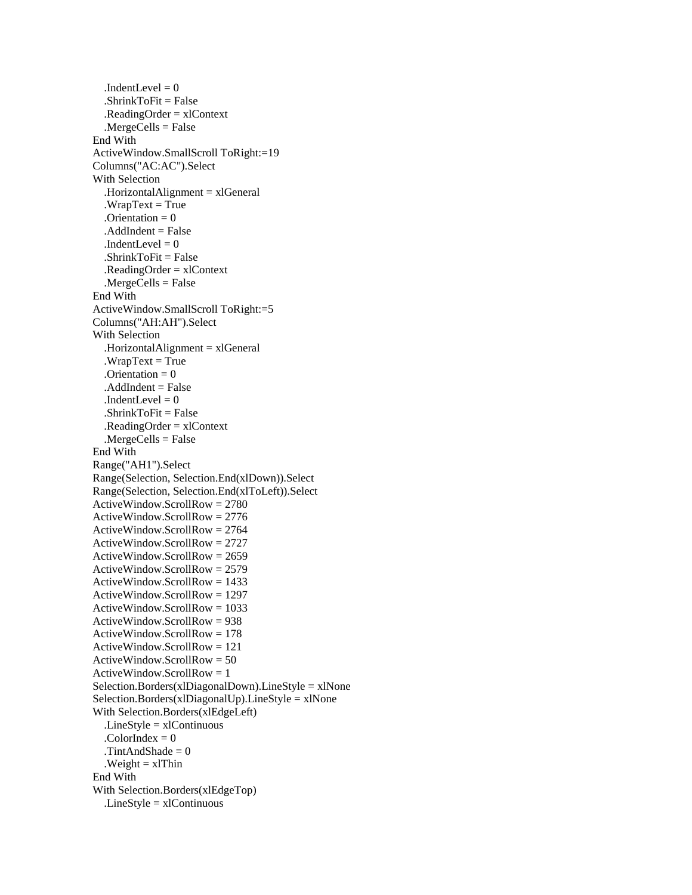```
        .IndentLevel = 0
        .ShrinkToFit = False
        .ReadingOrder = xlContext
        .MergeCells = False
    End With
    ActiveWindow.SmallScroll ToRight:=19
    Columns("AC:AC").Select
    With Selection
        .HorizontalAlignment = xlGeneral
        .WrapText = True
        .Orientation = 0
        .AddIndent = False
        .IndentLevel = 0
        .ShrinkToFit = False
        .ReadingOrder = xlContext
        .MergeCells = False
    End With
    ActiveWindow.SmallScroll ToRight:=5
    Columns("AH:AH").Select
    With Selection
        .HorizontalAlignment = xlGeneral
        .WrapText = True
        .Orientation = 0
        .AddIndent = False
        .IndentLevel = 0
        .ShrinkToFit = False
        .ReadingOrder = xlContext
        .MergeCells = False
    End With
    Range("AH1").Select
    Range(Selection, Selection.End(xlDown)).Select
    Range(Selection, Selection.End(xlToLeft)).Select
    ActiveWindow.ScrollRow = 2780
    ActiveWindow.ScrollRow = 2776
    ActiveWindow.ScrollRow = 2764
    ActiveWindow.ScrollRow = 2727
    ActiveWindow.ScrollRow = 2659
    ActiveWindow.ScrollRow = 2579
    ActiveWindow.ScrollRow = 1433
    ActiveWindow.ScrollRow = 1297
    ActiveWindow.ScrollRow = 1033
    ActiveWindow.ScrollRow = 938
    ActiveWindow.ScrollRow = 178
    ActiveWindow.ScrollRow = 121
    ActiveWindow.ScrollRow = 50
    ActiveWindow.ScrollRow = 1
    Selection.Borders(xlDiagonalDown).LineStyle = xlNone
    Selection.Borders(xlDiagonalUp).LineStyle = xlNone
    With Selection.Borders(xlEdgeLeft)
        .LineStyle = xlContinuous
        .ColorIndex = 0
        .TintAndShade = 0
        .Weight = xlThin
    End With
    With Selection.Borders(xlEdgeTop)
        .LineStyle = xlContinuous
```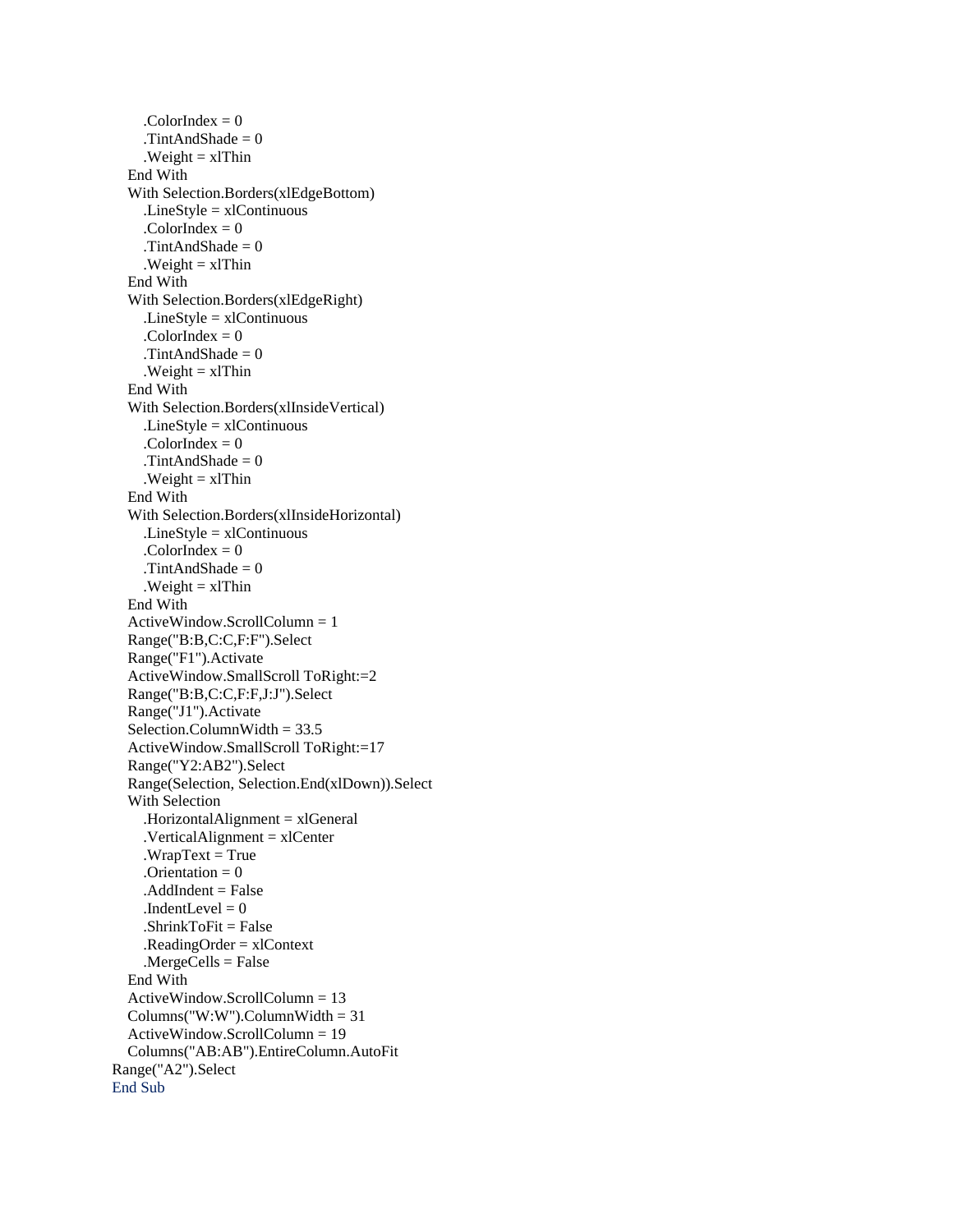```
        .ColorIndex = 0
        .TintAndShade = 0
        .Weight = xlThin
    End With
    With Selection.Borders(xlEdgeBottom)
        .LineStyle = xlContinuous
        .ColorIndex = 0
        .TintAndShade = 0
        .Weight = xlThin
    End With
    With Selection.Borders(xlEdgeRight)
        .LineStyle = xlContinuous
        .ColorIndex = 0
        .TintAndShade = 0
        .Weight = xlThin
    End With
    With Selection.Borders(xlInsideVertical)
        .LineStyle = xlContinuous
        .ColorIndex = 0
        .TintAndShade = 0
        .Weight = xlThin
    End With
    With Selection.Borders(xlInsideHorizontal)
        .LineStyle = xlContinuous
        .ColorIndex = 0
        .TintAndShade = 0
        .Weight = xlThin
    End With
    ActiveWindow.ScrollColumn = 1
    Range("B:B,C:C,F:F").Select
    Range("F1").Activate
    ActiveWindow.SmallScroll ToRight:=2
    Range("B:B,C:C,F:F,J:J").Select
    Range("J1").Activate
    Selection.ColumnWidth = 33.5
    ActiveWindow.SmallScroll ToRight:=17
    Range("Y2:AB2").Select
    Range(Selection, Selection.End(xlDown)).Select
    With Selection
        .HorizontalAlignment = xlGeneral
        .VerticalAlignment = xlCenter
        .WrapText = True
        .Orientation = 0
        .AddIndent = False
        .IndentLevel = 0
        .ShrinkToFit = False
        .ReadingOrder = xlContext
        .MergeCells = False
    End With
    ActiveWindow.ScrollColumn = 13
    Columns("W:W").ColumnWidth = 31
    ActiveWindow.ScrollColumn = 19
    Columns("AB:AB").EntireColumn.AutoFit
Range("A2").Select
End Sub
```